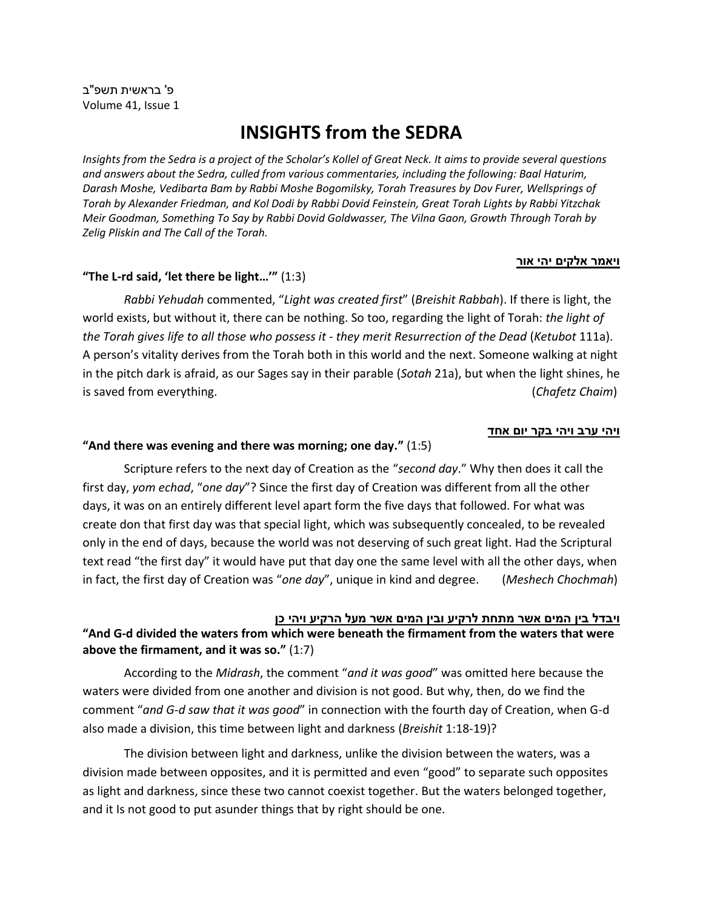פ' בראשית תשפ"ב
Volume 41, Issue 1

# INSIGHTS from the SEDRA

*Insights from the Sedra is a project of the Scholar's Kollel of Great Neck. It aims to provide several questions and answers about the Sedra, culled from various commentaries, including the following: Baal Haturim, Darash Moshe, Vedibarta Bam by Rabbi Moshe Bogomilsky, Torah Treasures by Dov Furer, Wellsprings of Torah by Alexander Friedman, and Kol Dodi by Rabbi Dovid Feinstein, Great Torah Lights by Rabbi Yitzchak Meir Goodman, Something To Say by Rabbi Dovid Goldwasser, The Vilna Gaon, Growth Through Torah by Zelig Pliskin and The Call of the Torah.*

<u>**ויאמר אלקים יהי אור**</u>

**"The L-rd said, 'let there be light…'"** (1:3)

*Rabbi Yehudah* commented, "*Light was created first*" (*Breishit Rabbah*). If there is light, the world exists, but without it, there can be nothing. So too, regarding the light of Torah: *the light of the Torah gives life to all those who possess it - they merit Resurrection of the Dead* (*Ketubot* 111a). A person's vitality derives from the Torah both in this world and the next. Someone walking at night in the pitch dark is afraid, as our Sages say in their parable (*Sotah* 21a), but when the light shines, he is saved from everything. (*Chafetz Chaim*)

<u>**ויהי ערב ויהי בקר יום אחד**</u>

**"And there was evening and there was morning; one day."** (1:5)

Scripture refers to the next day of Creation as the "*second day*." Why then does it call the first day, *yom echad*, "*one day*"? Since the first day of Creation was different from all the other days, it was on an entirely different level apart form the five days that followed. For what was create don that first day was that special light, which was subsequently concealed, to be revealed only in the end of days, because the world was not deserving of such great light. Had the Scriptural text read "the first day" it would have put that day one the same level with all the other days, when in fact, the first day of Creation was "*one day*", unique in kind and degree. (*Meshech Chochmah*)

<u>**ויבדל בין המים אשר מתחת לרקיע ובין המים אשר מעל הרקיע ויהי כן**</u>

**"And G-d divided the waters from which were beneath the firmament from the waters that were above the firmament, and it was so."** (1:7)

According to the *Midrash*, the comment "*and it was good*" was omitted here because the waters were divided from one another and division is not good. But why, then, do we find the comment "*and G-d saw that it was good*" in connection with the fourth day of Creation, when G-d also made a division, this time between light and darkness (*Breishit* 1:18-19)?

The division between light and darkness, unlike the division between the waters, was a division made between opposites, and it is permitted and even "good" to separate such opposites as light and darkness, since these two cannot coexist together. But the waters belonged together, and it Is not good to put asunder things that by right should be one.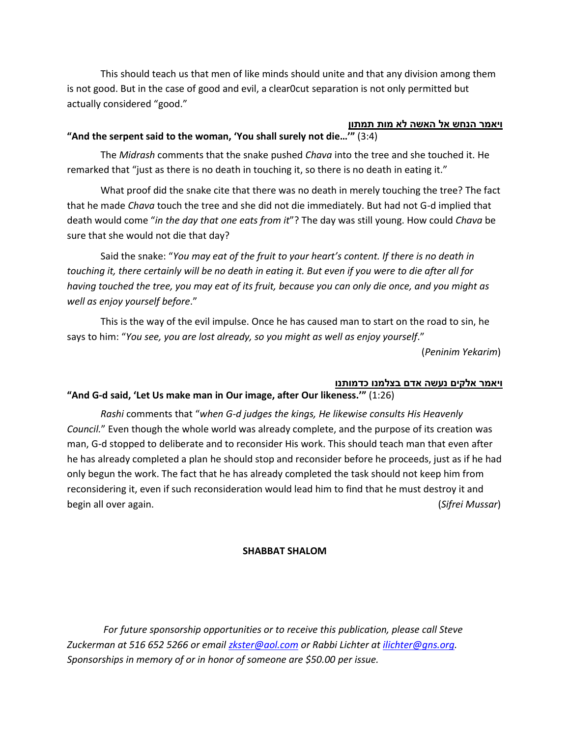This should teach us that men of like minds should unite and that any division among them is not good. But in the case of good and evil, a clear0cut separation is not only permitted but actually considered "good."

**ויאמר הנחש אל האשה לא מות תמתון**

**"And the serpent said to the woman, 'You shall surely not die…'"** (3:4)

The *Midrash* comments that the snake pushed *Chava* into the tree and she touched it. He remarked that "just as there is no death in touching it, so there is no death in eating it."

What proof did the snake cite that there was no death in merely touching the tree? The fact that he made *Chava* touch the tree and she did not die immediately. But had not G-d implied that death would come "*in the day that one eats from it*"? The day was still young. How could *Chava* be sure that she would not die that day?

Said the snake: "*You may eat of the fruit to your heart's content. If there is no death in touching it, there certainly will be no death in eating it. But even if you were to die after all for having touched the tree, you may eat of its fruit, because you can only die once, and you might as well as enjoy yourself before*."

This is the way of the evil impulse. Once he has caused man to start on the road to sin, he says to him: "*You see, you are lost already, so you might as well as enjoy yourself*."

(*Peninim Yekarim*)

**ויאמר אלקים נעשה אדם בצלמנו כדמותנו**

**"And G-d said, 'Let Us make man in Our image, after Our likeness.'"** (1:26)

*Rashi* comments that "*when G-d judges the kings, He likewise consults His Heavenly Council.*" Even though the whole world was already complete, and the purpose of its creation was man, G-d stopped to deliberate and to reconsider His work. This should teach man that even after he has already completed a plan he should stop and reconsider before he proceeds, just as if he had only begun the work. The fact that he has already completed the task should not keep him from reconsidering it, even if such reconsideration would lead him to find that he must destroy it and begin all over again. (*Sifrei Mussar*)

**SHABBAT SHALOM**

*For future sponsorship opportunities or to receive this publication, please call Steve Zuckerman at 516 652 5266 or email [zkster@aol.com](mailto:zkster@aol.com) or Rabbi Lichter at [ilichter@gns.org](mailto:ilichter@gns.org). Sponsorships in memory of or in honor of someone are $50.00 per issue.*